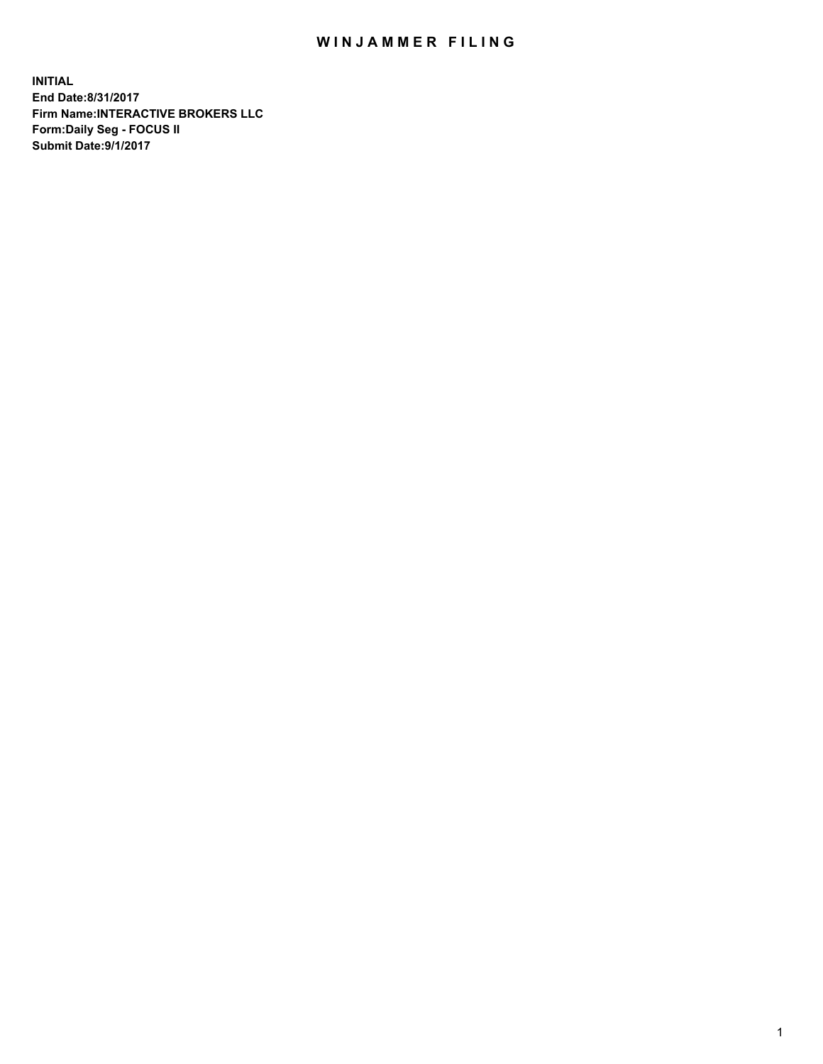# WINJAMMER FILING

**INITIAL**
**End Date:8/31/2017**
**Firm Name:INTERACTIVE BROKERS LLC**
**Form:Daily Seg - FOCUS II**
**Submit Date:9/1/2017**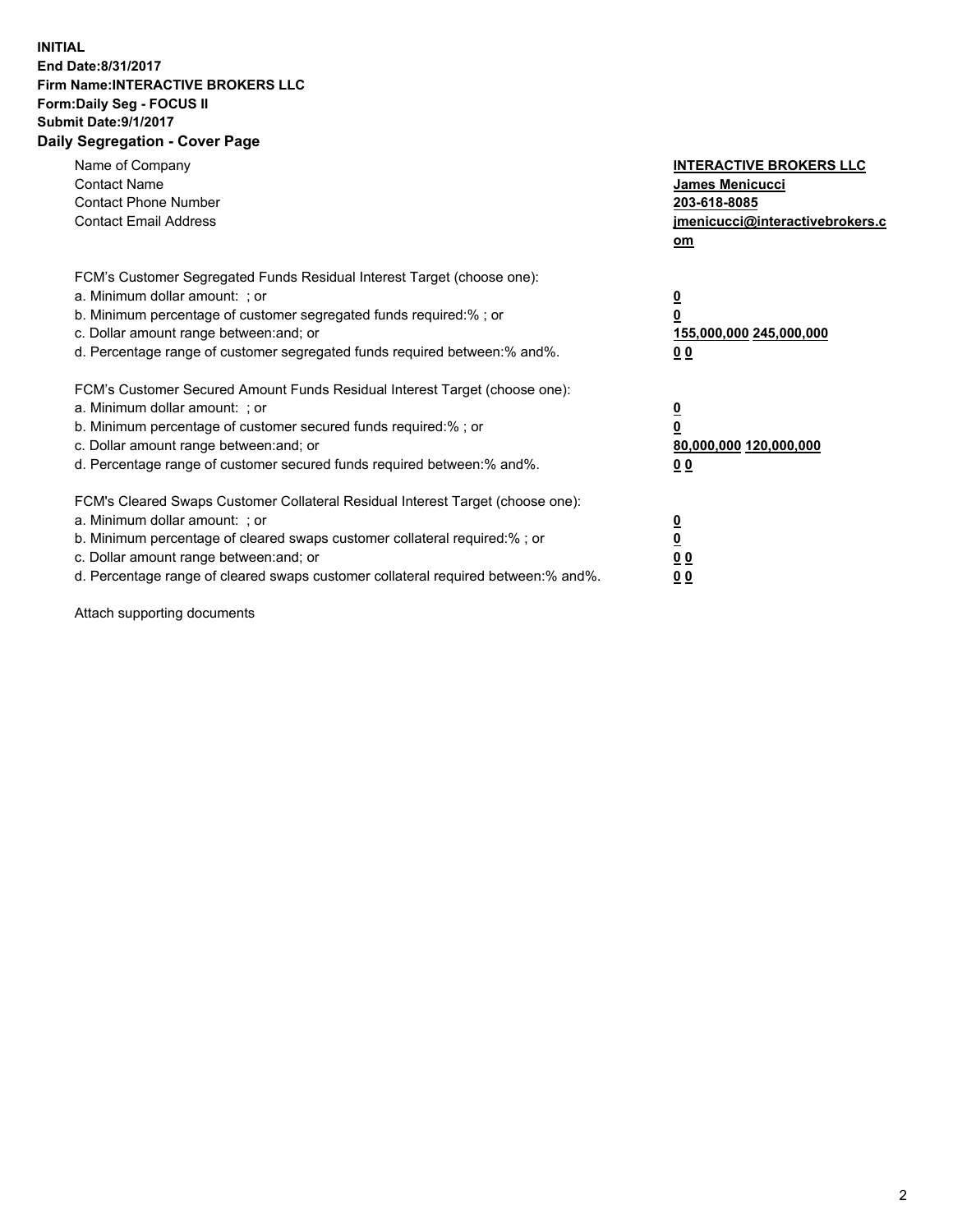**INITIAL**
**End Date:8/31/2017**
**Firm Name:INTERACTIVE BROKERS LLC**
**Form:Daily Seg - FOCUS II**
**Submit Date:9/1/2017**

## Daily Segregation - Cover Page

| | |
|---|---|
| Name of Company | **INTERACTIVE BROKERS LLC** |
| Contact Name | **James Menicucci** |
| Contact Phone Number | **203-618-8085** |
| Contact Email Address | **jmenicucci@interactivebrokers.com** |

FCM's Customer Segregated Funds Residual Interest Target (choose one):

| | |
|---|---|
| a. Minimum dollar amount: ; or | **0** |
| b. Minimum percentage of customer segregated funds required:% ; or | **0** |
| c. Dollar amount range between:and; or | **155,000,000 245,000,000** |
| d. Percentage range of customer segregated funds required between:% and%. | **0 0** |

FCM's Customer Secured Amount Funds Residual Interest Target (choose one):

| | |
|---|---|
| a. Minimum dollar amount: ; or | **0** |
| b. Minimum percentage of customer secured funds required:% ; or | **0** |
| c. Dollar amount range between:and; or | **80,000,000 120,000,000** |
| d. Percentage range of customer secured funds required between:% and%. | **0 0** |

FCM's Cleared Swaps Customer Collateral Residual Interest Target (choose one):

| | |
|---|---|
| a. Minimum dollar amount: ; or | **0** |
| b. Minimum percentage of cleared swaps customer collateral required:% ; or | **0** |
| c. Dollar amount range between:and; or | **0 0** |
| d. Percentage range of cleared swaps customer collateral required between:% and%. | **0 0** |

Attach supporting documents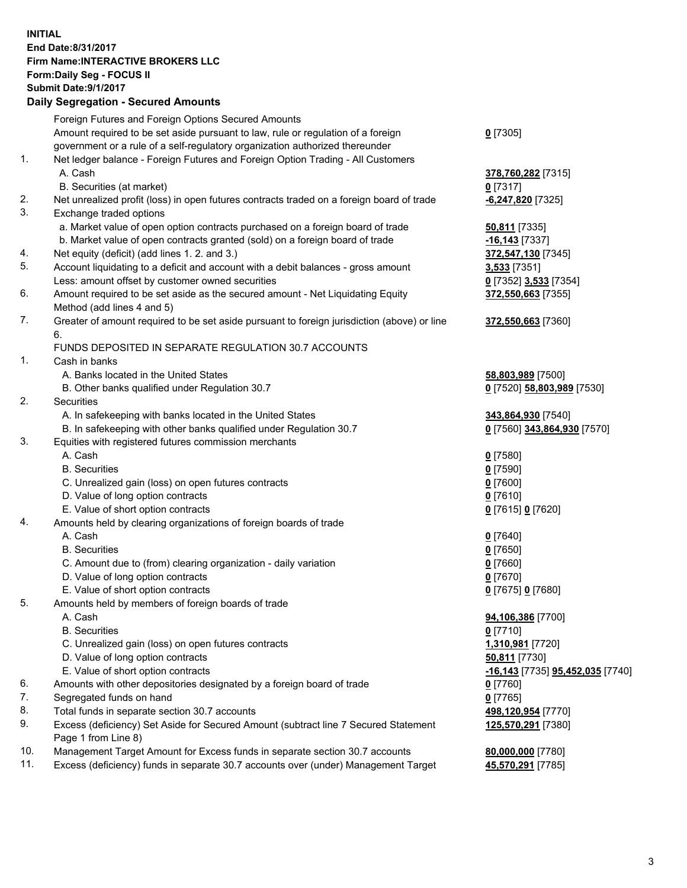**INITIAL**
**End Date:8/31/2017**
**Firm Name:INTERACTIVE BROKERS LLC**
**Form:Daily Seg - FOCUS II**
**Submit Date:9/1/2017**

## Daily Segregation - Secured Amounts

| | | |
|---|---|---|
| | Foreign Futures and Foreign Options Secured Amounts | |
| | Amount required to be set aside pursuant to law, rule or regulation of a foreign government or a rule of a self-regulatory organization authorized thereunder | **0** [7305] |
| 1. | Net ledger balance - Foreign Futures and Foreign Option Trading - All Customers | |
| | A. Cash | **378,760,282** [7315] |
| | B. Securities (at market) | **0** [7317] |
| 2. | Net unrealized profit (loss) in open futures contracts traded on a foreign board of trade | **-6,247,820** [7325] |
| 3. | Exchange traded options | |
| | a. Market value of open option contracts purchased on a foreign board of trade | **50,811** [7335] |
| | b. Market value of open contracts granted (sold) on a foreign board of trade | **-16,143** [7337] |
| 4. | Net equity (deficit) (add lines 1. 2. and 3.) | **372,547,130** [7345] |
| 5. | Account liquidating to a deficit and account with a debit balances - gross amount | **3,533** [7351] |
| | Less: amount offset by customer owned securities | **0** [7352] **3,533** [7354] |
| 6. | Amount required to be set aside as the secured amount - Net Liquidating Equity Method (add lines 4 and 5) | **372,550,663** [7355] |
| 7. | Greater of amount required to be set aside pursuant to foreign jurisdiction (above) or line 6. | **372,550,663** [7360] |
| | FUNDS DEPOSITED IN SEPARATE REGULATION 30.7 ACCOUNTS | |
| 1. | Cash in banks | |
| | A. Banks located in the United States | **58,803,989** [7500] |
| | B. Other banks qualified under Regulation 30.7 | **0** [7520] **58,803,989** [7530] |
| 2. | Securities | |
| | A. In safekeeping with banks located in the United States | **343,864,930** [7540] |
| | B. In safekeeping with other banks qualified under Regulation 30.7 | **0** [7560] **343,864,930** [7570] |
| 3. | Equities with registered futures commission merchants | |
| | A. Cash | **0** [7580] |
| | B. Securities | **0** [7590] |
| | C. Unrealized gain (loss) on open futures contracts | **0** [7600] |
| | D. Value of long option contracts | **0** [7610] |
| | E. Value of short option contracts | **0** [7615] **0** [7620] |
| 4. | Amounts held by clearing organizations of foreign boards of trade | |
| | A. Cash | **0** [7640] |
| | B. Securities | **0** [7650] |
| | C. Amount due to (from) clearing organization - daily variation | **0** [7660] |
| | D. Value of long option contracts | **0** [7670] |
| | E. Value of short option contracts | **0** [7675] **0** [7680] |
| 5. | Amounts held by members of foreign boards of trade | |
| | A. Cash | **94,106,386** [7700] |
| | B. Securities | **0** [7710] |
| | C. Unrealized gain (loss) on open futures contracts | **1,310,981** [7720] |
| | D. Value of long option contracts | **50,811** [7730] |
| | E. Value of short option contracts | **-16,143** [7735] **95,452,035** [7740] |
| 6. | Amounts with other depositories designated by a foreign board of trade | **0** [7760] |
| 7. | Segregated funds on hand | **0** [7765] |
| 8. | Total funds in separate section 30.7 accounts | **498,120,954** [7770] |
| 9. | Excess (deficiency) Set Aside for Secured Amount (subtract line 7 Secured Statement Page 1 from Line 8) | **125,570,291** [7380] |
| 10. | Management Target Amount for Excess funds in separate section 30.7 accounts | **80,000,000** [7780] |
| 11. | Excess (deficiency) funds in separate 30.7 accounts over (under) Management Target | **45,570,291** [7785] |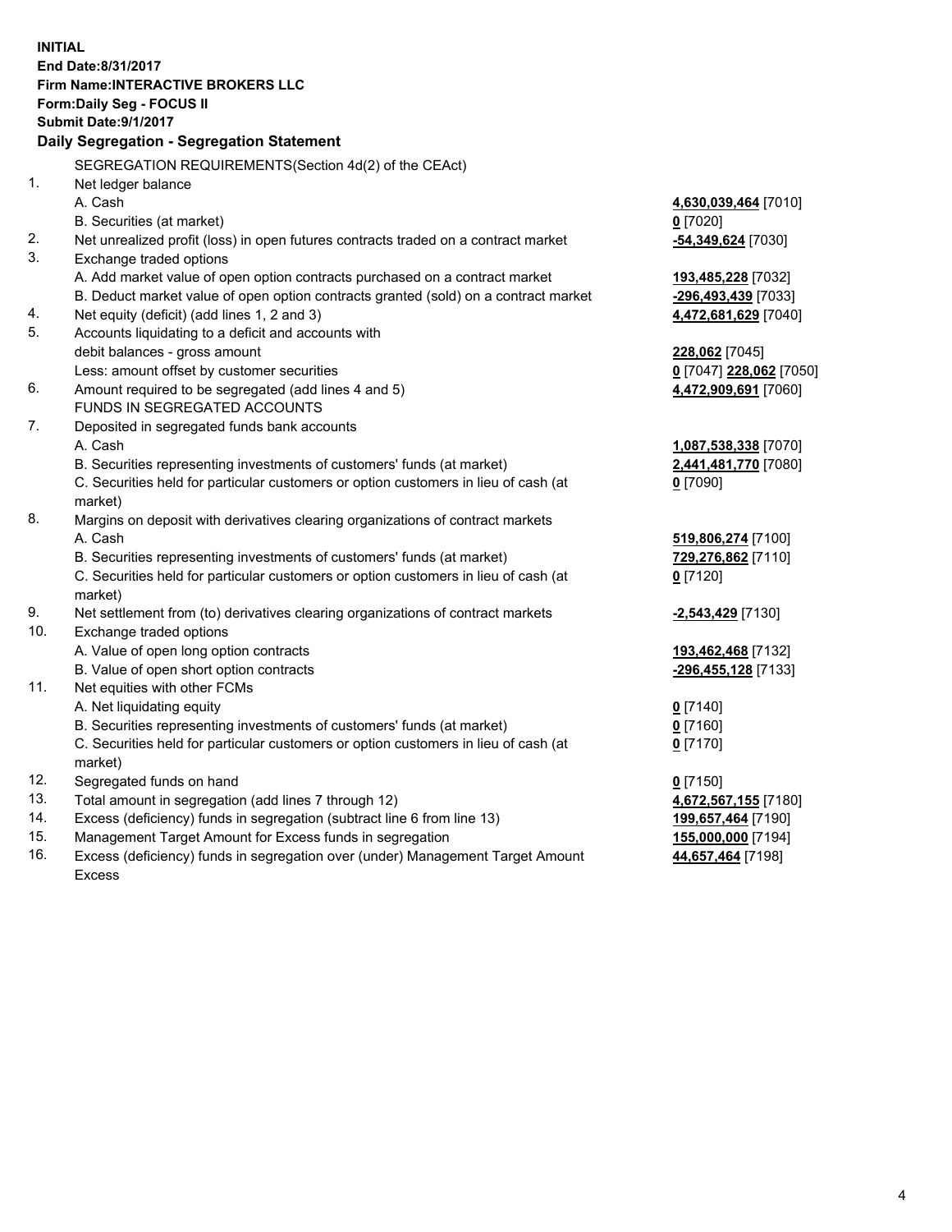**INITIAL**
**End Date:8/31/2017**
**Firm Name:INTERACTIVE BROKERS LLC**
**Form:Daily Seg - FOCUS II**
**Submit Date:9/1/2017**

**Daily Segregation - Segregation Statement**

SEGREGATION REQUIREMENTS(Section 4d(2) of the CEAct)

| | | |
|---|---|---|
| 1. | Net ledger balance | |
| | A. Cash | **4,630,039,464** [7010] |
| | B. Securities (at market) | **0** [7020] |
| 2. | Net unrealized profit (loss) in open futures contracts traded on a contract market | **-54,349,624** [7030] |
| 3. | Exchange traded options | |
| | A. Add market value of open option contracts purchased on a contract market | **193,485,228** [7032] |
| | B. Deduct market value of open option contracts granted (sold) on a contract market | **-296,493,439** [7033] |
| 4. | Net equity (deficit) (add lines 1, 2 and 3) | **4,472,681,629** [7040] |
| 5. | Accounts liquidating to a deficit and accounts with debit balances - gross amount | **228,062** [7045] |
| | Less: amount offset by customer securities | **0** [7047] **228,062** [7050] |
| 6. | Amount required to be segregated (add lines 4 and 5) | **4,472,909,691** [7060] |
| | FUNDS IN SEGREGATED ACCOUNTS | |
| 7. | Deposited in segregated funds bank accounts | |
| | A. Cash | **1,087,538,338** [7070] |
| | B. Securities representing investments of customers' funds (at market) | **2,441,481,770** [7080] |
| | C. Securities held for particular customers or option customers in lieu of cash (at market) | **0** [7090] |
| 8. | Margins on deposit with derivatives clearing organizations of contract markets | |
| | A. Cash | **519,806,274** [7100] |
| | B. Securities representing investments of customers' funds (at market) | **729,276,862** [7110] |
| | C. Securities held for particular customers or option customers in lieu of cash (at market) | **0** [7120] |
| 9. | Net settlement from (to) derivatives clearing organizations of contract markets | **-2,543,429** [7130] |
| 10. | Exchange traded options | |
| | A. Value of open long option contracts | **193,462,468** [7132] |
| | B. Value of open short option contracts | **-296,455,128** [7133] |
| 11. | Net equities with other FCMs | |
| | A. Net liquidating equity | **0** [7140] |
| | B. Securities representing investments of customers' funds (at market) | **0** [7160] |
| | C. Securities held for particular customers or option customers in lieu of cash (at market) | **0** [7170] |
| 12. | Segregated funds on hand | **0** [7150] |
| 13. | Total amount in segregation (add lines 7 through 12) | **4,672,567,155** [7180] |
| 14. | Excess (deficiency) funds in segregation (subtract line 6 from line 13) | **199,657,464** [7190] |
| 15. | Management Target Amount for Excess funds in segregation | **155,000,000** [7194] |
| 16. | Excess (deficiency) funds in segregation over (under) Management Target Amount Excess | **44,657,464** [7198] |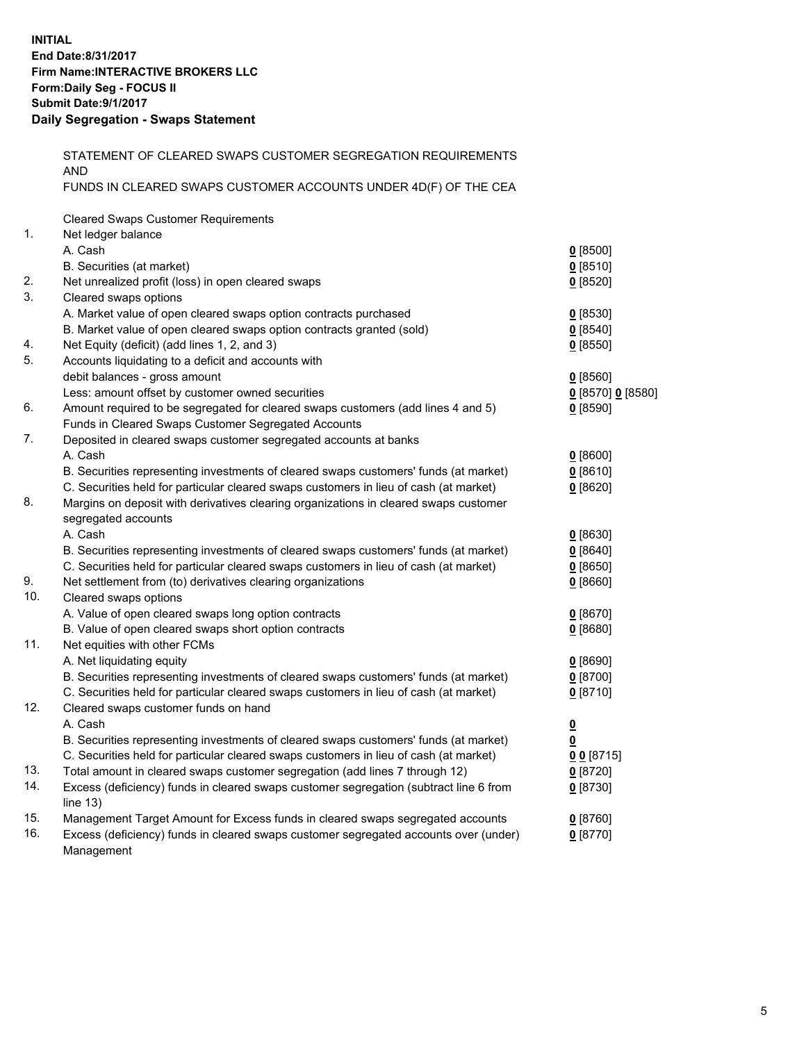**INITIAL**
**End Date:8/31/2017**
**Firm Name:INTERACTIVE BROKERS LLC**
**Form:Daily Seg - FOCUS II**
**Submit Date:9/1/2017**
**Daily Segregation - Swaps Statement**

STATEMENT OF CLEARED SWAPS CUSTOMER SEGREGATION REQUIREMENTS
AND
FUNDS IN CLEARED SWAPS CUSTOMER ACCOUNTS UNDER 4D(F) OF THE CEA

| | | |
|---|---|---|
| | Cleared Swaps Customer Requirements | |
| 1. | Net ledger balance | |
| | A. Cash | 0 [8500] |
| | B. Securities (at market) | 0 [8510] |
| 2. | Net unrealized profit (loss) in open cleared swaps | 0 [8520] |
| 3. | Cleared swaps options | |
| | A. Market value of open cleared swaps option contracts purchased | 0 [8530] |
| | B. Market value of open cleared swaps option contracts granted (sold) | 0 [8540] |
| 4. | Net Equity (deficit) (add lines 1, 2, and 3) | 0 [8550] |
| 5. | Accounts liquidating to a deficit and accounts with | |
| | debit balances - gross amount | 0 [8560] |
| | Less: amount offset by customer owned securities | 0 [8570] 0 [8580] |
| 6. | Amount required to be segregated for cleared swaps customers (add lines 4 and 5) | 0 [8590] |
| | Funds in Cleared Swaps Customer Segregated Accounts | |
| 7. | Deposited in cleared swaps customer segregated accounts at banks | |
| | A. Cash | 0 [8600] |
| | B. Securities representing investments of cleared swaps customers' funds (at market) | 0 [8610] |
| | C. Securities held for particular cleared swaps customers in lieu of cash (at market) | 0 [8620] |
| 8. | Margins on deposit with derivatives clearing organizations in cleared swaps customer segregated accounts | |
| | A. Cash | 0 [8630] |
| | B. Securities representing investments of cleared swaps customers' funds (at market) | 0 [8640] |
| | C. Securities held for particular cleared swaps customers in lieu of cash (at market) | 0 [8650] |
| 9. | Net settlement from (to) derivatives clearing organizations | 0 [8660] |
| 10. | Cleared swaps options | |
| | A. Value of open cleared swaps long option contracts | 0 [8670] |
| | B. Value of open cleared swaps short option contracts | 0 [8680] |
| 11. | Net equities with other FCMs | |
| | A. Net liquidating equity | 0 [8690] |
| | B. Securities representing investments of cleared swaps customers' funds (at market) | 0 [8700] |
| | C. Securities held for particular cleared swaps customers in lieu of cash (at market) | 0 [8710] |
| 12. | Cleared swaps customer funds on hand | |
| | A. Cash | 0 |
| | B. Securities representing investments of cleared swaps customers' funds (at market) | 0 |
| | C. Securities held for particular cleared swaps customers in lieu of cash (at market) | 0 0 [8715] |
| 13. | Total amount in cleared swaps customer segregation (add lines 7 through 12) | 0 [8720] |
| 14. | Excess (deficiency) funds in cleared swaps customer segregation (subtract line 6 from line 13) | 0 [8730] |
| 15. | Management Target Amount for Excess funds in cleared swaps segregated accounts | 0 [8760] |
| 16. | Excess (deficiency) funds in cleared swaps customer segregated accounts over (under) Management | 0 [8770] |